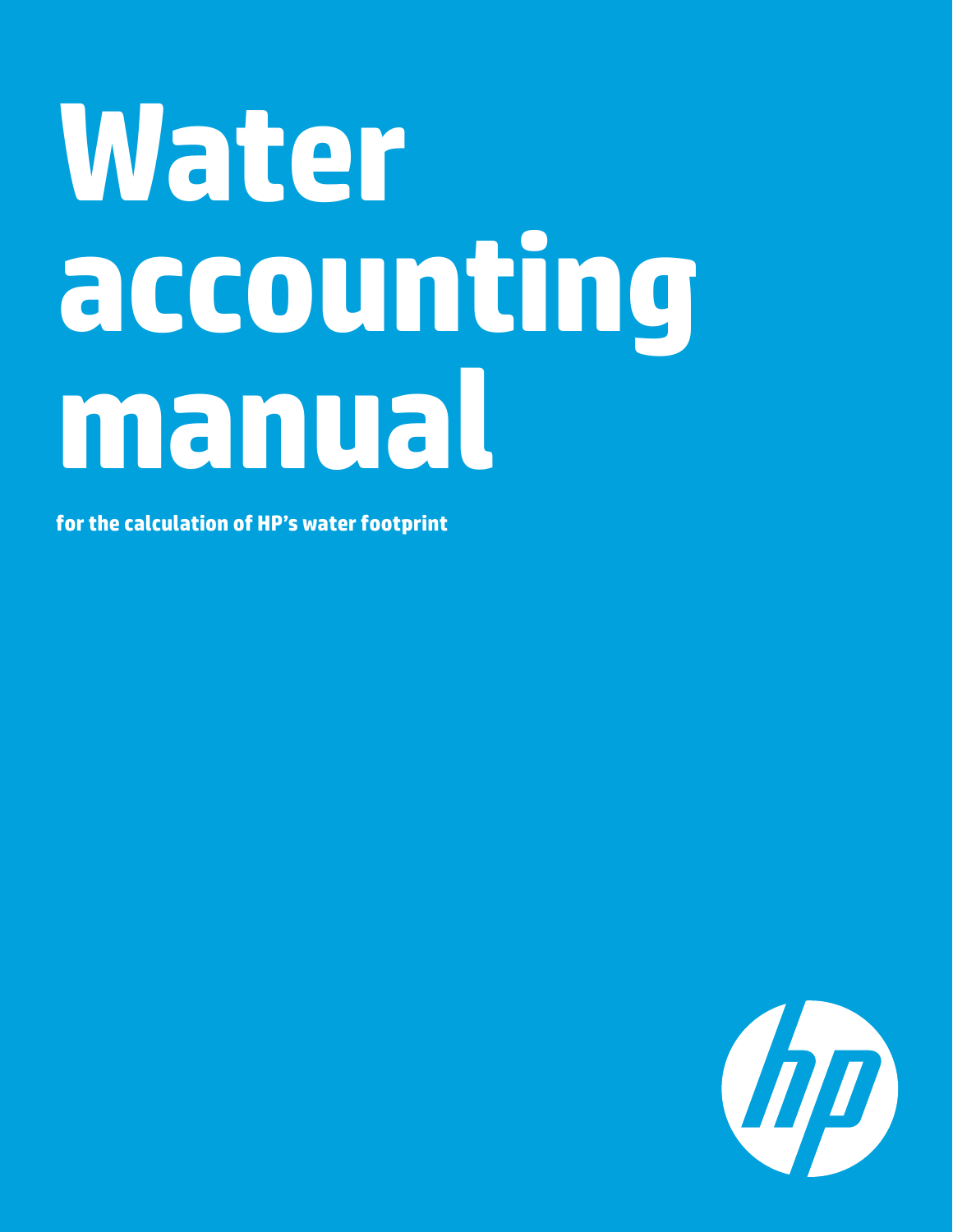# Water accounting manual

**for the calculation of HP's water footprint**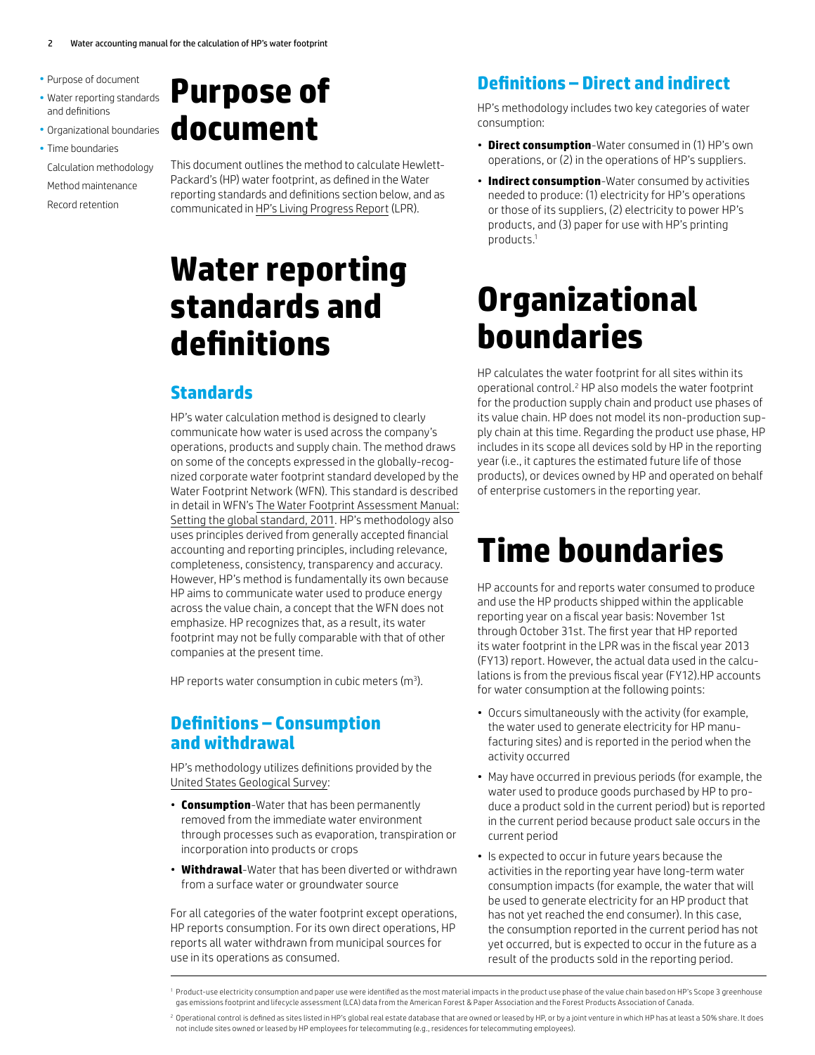# Purpose of document

This document outlines the method to calculate Hewlett-Packard's (HP) water footprint, as defined in the Water reporting standards and definitions section below, and as communicated in HP's Living Progress Report (LPR).

# Water reporting standards and definitions

## Standards

HP's water calculation method is designed to clearly communicate how water is used across the company's operations, products and supply chain. The method draws on some of the concepts expressed in the globally-recognized corporate water footprint standard developed by the Water Footprint Network (WFN). This standard is described in detail in WFN's The Water Footprint Assessment Manual: Setting the global standard, 2011. HP's methodology also uses principles derived from generally accepted financial accounting and reporting principles, including relevance, completeness, consistency, transparency and accuracy. However, HP's method is fundamentally its own because HP aims to communicate water used to produce energy across the value chain, a concept that the WFN does not emphasize. HP recognizes that, as a result, its water footprint may not be fully comparable with that of other companies at the present time.

HP reports water consumption in cubic meters ($m^3$).

## Definitions – Consumption and withdrawal

HP's methodology utilizes definitions provided by the United States Geological Survey:

- **Consumption**-Water that has been permanently removed from the immediate water environment through processes such as evaporation, transpiration or incorporation into products or crops
- **Withdrawal**-Water that has been diverted or withdrawn from a surface water or groundwater source

For all categories of the water footprint except operations, HP reports consumption. For its own direct operations, HP reports all water withdrawn from municipal sources for use in its operations as consumed.

## Definitions – Direct and indirect

HP's methodology includes two key categories of water consumption:

- **Direct consumption**-Water consumed in (1) HP's own operations, or (2) in the operations of HP's suppliers.
- **Indirect consumption**-Water consumed by activities needed to produce: (1) electricity for HP's operations or those of its suppliers, (2) electricity to power HP's products, and (3) paper for use with HP's printing products.[1]

# Organizational boundaries

HP calculates the water footprint for all sites within its operational control.[2] HP also models the water footprint for the production supply chain and product use phases of its value chain. HP does not model its non-production supply chain at this time. Regarding the product use phase, HP includes in its scope all devices sold by HP in the reporting year (i.e., it captures the estimated future life of those products), or devices owned by HP and operated on behalf of enterprise customers in the reporting year.

# Time boundaries

HP accounts for and reports water consumed to produce and use the HP products shipped within the applicable reporting year on a fiscal year basis: November 1st through October 31st. The first year that HP reported its water footprint in the LPR was in the fiscal year 2013 (FY13) report. However, the actual data used in the calculations is from the previous fiscal year (FY12).HP accounts for water consumption at the following points:

- Occurs simultaneously with the activity (for example, the water used to generate electricity for HP manufacturing sites) and is reported in the period when the activity occurred
- May have occurred in previous periods (for example, the water used to produce goods purchased by HP to produce a product sold in the current period) but is reported in the current period because product sale occurs in the current period
- Is expected to occur in future years because the activities in the reporting year have long-term water consumption impacts (for example, the water that will be used to generate electricity for an HP product that has not yet reached the end consumer). In this case, the consumption reported in the current period has not yet occurred, but is expected to occur in the future as a result of the products sold in the reporting period.

---

[1] Product-use electricity consumption and paper use were identified as the most material impacts in the product use phase of the value chain based on HP's Scope 3 greenhouse gas emissions footprint and lifecycle assessment (LCA) data from the American Forest & Paper Association and the Forest Products Association of Canada.

[2] Operational control is defined as sites listed in HP's global real estate database that are owned or leased by HP, or by a joint venture in which HP has at least a 50% share. It does not include sites owned or leased by HP employees for telecommuting (e.g., residences for telecommuting employees).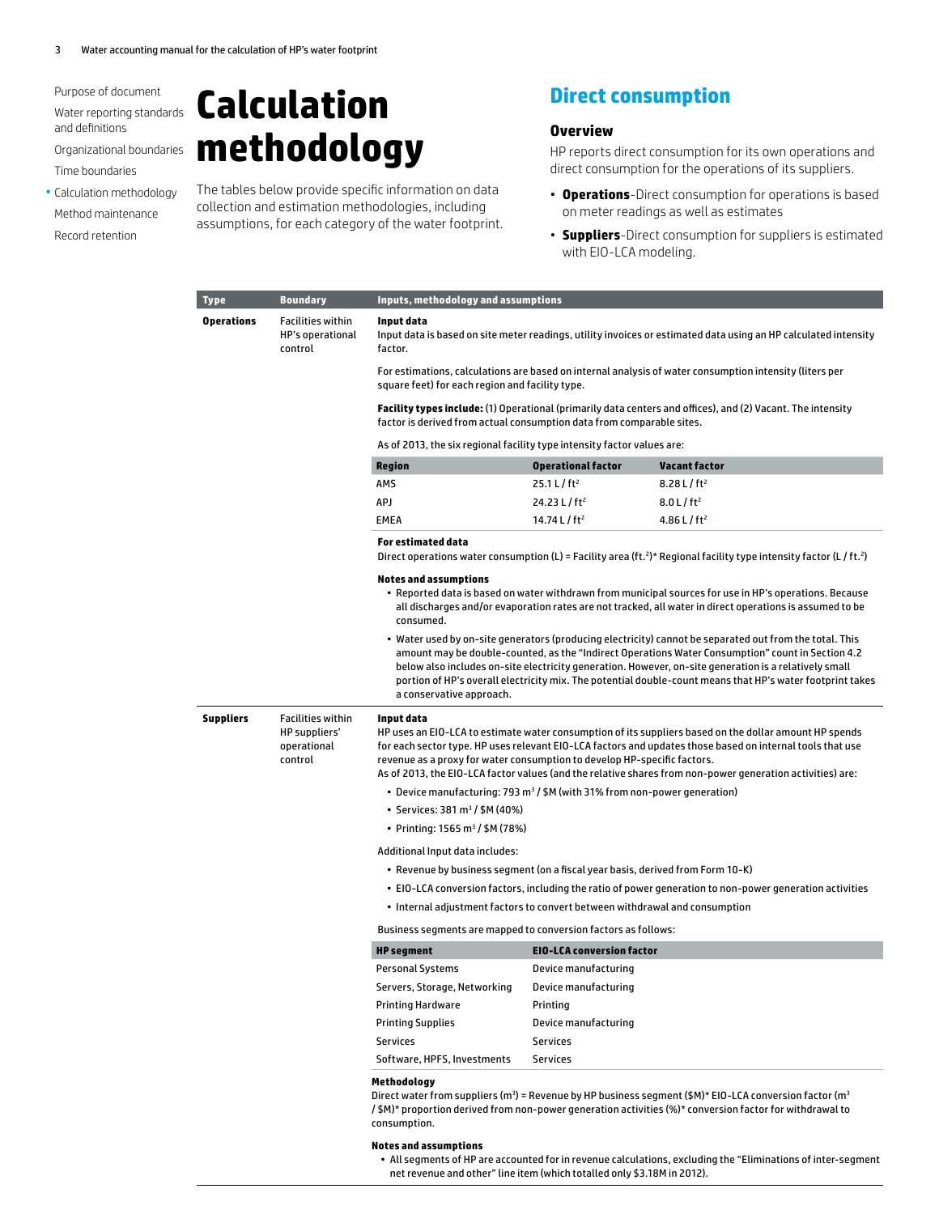# Calculation methodology

The tables below provide specific information on data collection and estimation methodologies, including assumptions, for each category of the water footprint.

## Direct consumption

### Overview

HP reports direct consumption for its own operations and direct consumption for the operations of its suppliers.

- **Operations**-Direct consumption for operations is based on meter readings as well as estimates
- **Suppliers**-Direct consumption for suppliers is estimated with EIO-LCA modeling.

| Type | Boundary | Inputs, methodology and assumptions |
|---|---|---|
| **Operations** | Facilities within HP's operational control | **Input data**<br>Input data is based on site meter readings, utility invoices or estimated data using an HP calculated intensity factor.<br><br>For estimations, calculations are based on internal analysis of water consumption intensity (liters per square feet) for each region and facility type.<br><br>**Facility types include:** (1) Operational (primarily data centers and offices), and (2) Vacant. The intensity factor is derived from actual consumption data from comparable sites.<br><br>As of 2013, the six regional facility type intensity factor values are:<br><br>**Region** / **Operational factor** / **Vacant factor**<br>AMS: 25.1 L / ft² / 8.28 L / ft²<br>APJ: 24.23 L / ft² / 8.0 L / ft²<br>EMEA: 14.74 L / ft² / 4.86 L / ft²<br><br>**For estimated data**<br>Direct operations water consumption (L) = Facility area (ft.²)* Regional facility type intensity factor (L / ft.²)<br><br>**Notes and assumptions**<br>• Reported data is based on water withdrawn from municipal sources for use in HP's operations. Because all discharges and/or evaporation rates are not tracked, all water in direct operations is assumed to be consumed.<br>• Water used by on-site generators (producing electricity) cannot be separated out from the total. This amount may be double-counted, as the "Indirect Operations Water Consumption" count in Section 4.2 below also includes on-site electricity generation. However, on-site generation is a relatively small portion of HP's overall electricity mix. The potential double-count means that HP's water footprint takes a conservative approach. |
| **Suppliers** | Facilities within HP suppliers' operational control | **Input data**<br>HP uses an EIO-LCA to estimate water consumption of its suppliers based on the dollar amount HP spends for each sector type. HP uses relevant EIO-LCA factors and updates those based on internal tools that use revenue as a proxy for water consumption to develop HP-specific factors.<br>As of 2013, the EIO-LCA factor values (and the relative shares from non-power generation activities) are:<br>• Device manufacturing: 793 m³ / $M (with 31% from non-power generation)<br>• Services: 381 m³ / $M (40%)<br>• Printing: 1565 m³ / $M (78%)<br><br>Additional Input data includes:<br>• Revenue by business segment (on a fiscal year basis, derived from Form 10-K)<br>• EIO-LCA conversion factors, including the ratio of power generation to non-power generation activities<br>• Internal adjustment factors to convert between withdrawal and consumption<br><br>Business segments are mapped to conversion factors as follows:<br><br>**HP segment** / **EIO-LCA conversion factor**<br>Personal Systems / Device manufacturing<br>Servers, Storage, Networking / Device manufacturing<br>Printing Hardware / Printing<br>Printing Supplies / Device manufacturing<br>Services / Services<br>Software, HPFS, Investments / Services<br><br>**Methodology**<br>Direct water from suppliers (m³) = Revenue by HP business segment ($M)* EIO-LCA conversion factor (m³ / $M)* proportion derived from non-power generation activities (%)* conversion factor for withdrawal to consumption.<br><br>**Notes and assumptions**<br>• All segments of HP are accounted for in revenue calculations, excluding the "Eliminations of inter-segment net revenue and other" line item (which totalled only $3.18M in 2012). |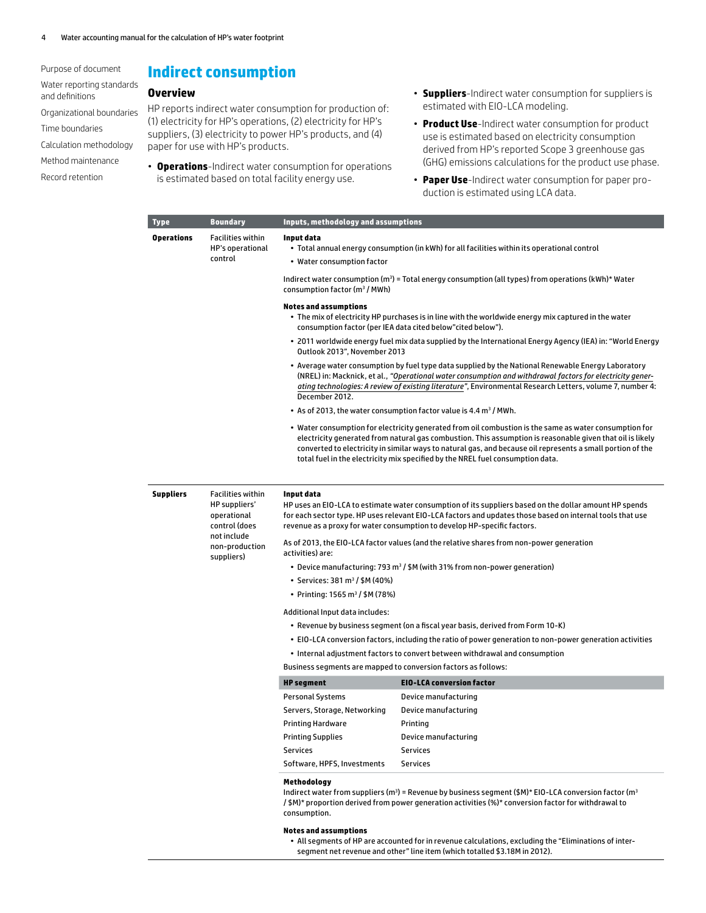# Indirect consumption

## Overview

HP reports indirect water consumption for production of: (1) electricity for HP's operations, (2) electricity for HP's suppliers, (3) electricity to power HP's products, and (4) paper for use with HP's products.

- **Operations**-Indirect water consumption for operations is estimated based on total facility energy use.
- **Suppliers**-Indirect water consumption for suppliers is estimated with EIO-LCA modeling.
- **Product Use**-Indirect water consumption for product use is estimated based on electricity consumption derived from HP's reported Scope 3 greenhouse gas (GHG) emissions calculations for the product use phase.
- **Paper Use**-Indirect water consumption for paper production is estimated using LCA data.

| Type | Boundary | Inputs, methodology and assumptions |
|---|---|---|
| **Operations** | Facilities within HP's operational control | **Input data**<br>• Total annual energy consumption (in kWh) for all facilities within its operational control<br>• Water consumption factor<br><br>Indirect water consumption ($m^3$) = Total energy consumption (all types) from operations (kWh)* Water consumption factor ($m^3$ / MWh)<br><br>**Notes and assumptions**<br>• The mix of electricity HP purchases is in line with the worldwide energy mix captured in the water consumption factor (per IEA data cited below"cited below").<br>• 2011 worldwide energy fuel mix data supplied by the International Energy Agency (IEA) in: "World Energy Outlook 2013", November 2013<br>• Average water consumption by fuel type data supplied by the National Renewable Energy Laboratory (NREL) in: Macknick, et al., *"Operational water consumption and withdrawal factors for electricity generating technologies: A review of existing literature"*, Environmental Research Letters, volume 7, number 4: December 2012.<br>• As of 2013, the water consumption factor value is 4.4 $m^3$ / MWh.<br>• Water consumption for electricity generated from oil combustion is the same as water consumption for electricity generated from natural gas combustion. This assumption is reasonable given that oil is likely converted to electricity in similar ways to natural gas, and because oil represents a small portion of the total fuel in the electricity mix specified by the NREL fuel consumption data. |
| **Suppliers** | Facilities within HP suppliers' operational control (does not include non-production suppliers) | **Input data**<br>HP uses an EIO-LCA to estimate water consumption of its suppliers based on the dollar amount HP spends for each sector type. HP uses relevant EIO-LCA factors and updates those based on internal tools that use revenue as a proxy for water consumption to develop HP-specific factors.<br><br>As of 2013, the EIO-LCA factor values (and the relative shares from non-power generation activities) are:<br>• Device manufacturing: 793 $m^3$ / \$M (with 31% from non-power generation)<br>• Services: 381 $m^3$ / \$M (40%)<br>• Printing: 1565 $m^3$ / \$M (78%)<br><br>Additional Input data includes:<br>• Revenue by business segment (on a fiscal year basis, derived from Form 10-K)<br>• EIO-LCA conversion factors, including the ratio of power generation to non-power generation activities<br>• Internal adjustment factors to convert between withdrawal and consumption<br><br>Business segments are mapped to conversion factors as follows:<br><br>**HP segment** → **EIO-LCA conversion factor**<br>Personal Systems → Device manufacturing<br>Servers, Storage, Networking → Device manufacturing<br>Printing Hardware → Printing<br>Printing Supplies → Device manufacturing<br>Services → Services<br>Software, HPFS, Investments → Services<br><br>**Methodology**<br>Indirect water from suppliers ($m^3$) = Revenue by business segment (\$M)* EIO-LCA conversion factor ($m^3$ / \$M)* proportion derived from power generation activities (%)* conversion factor for withdrawal to consumption.<br><br>**Notes and assumptions**<br>• All segments of HP are accounted for in revenue calculations, excluding the "Eliminations of inter-segment net revenue and other" line item (which totalled \$3.18M in 2012). |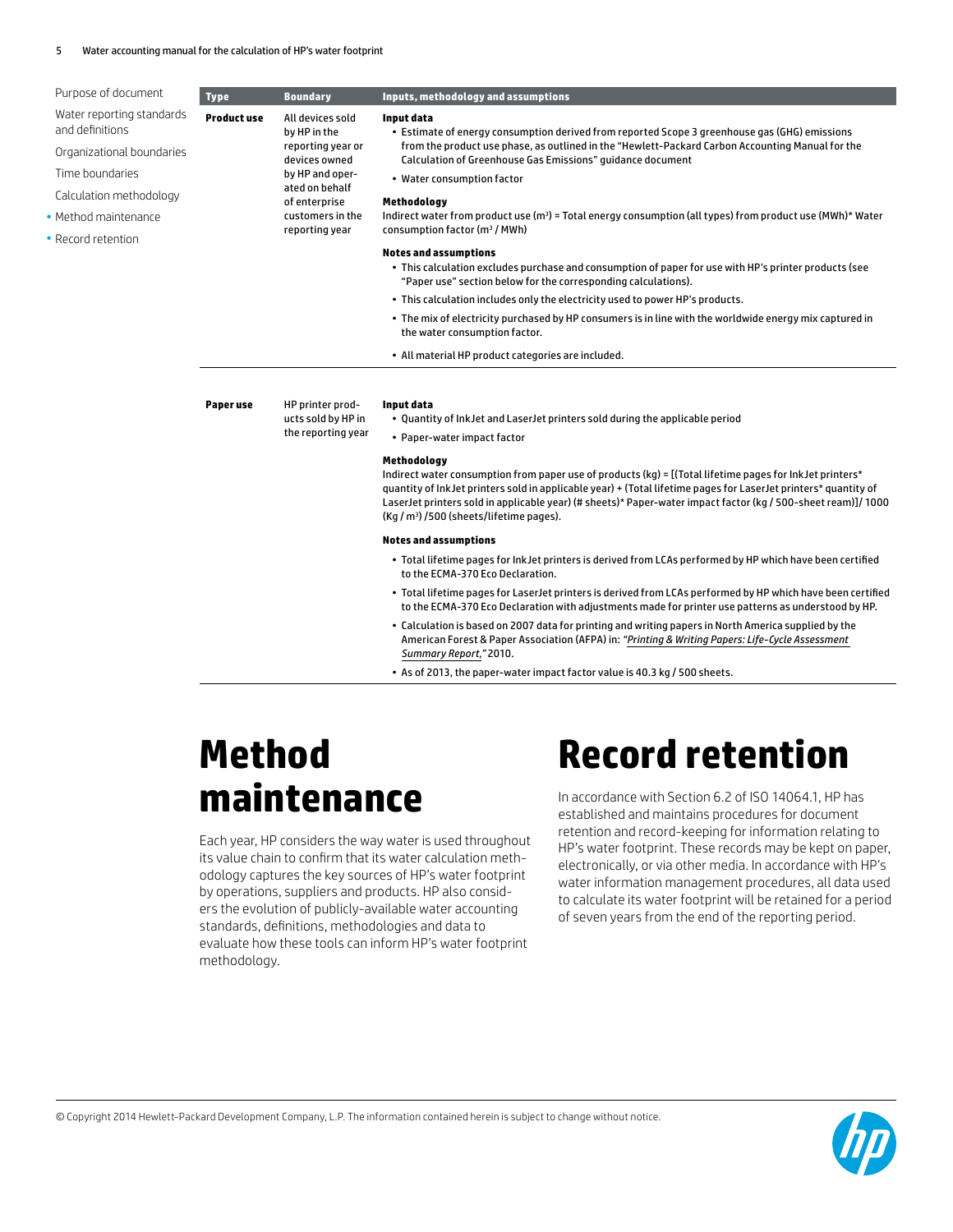| Type | Boundary | Inputs, methodology and assumptions |
|---|---|---|
| **Product use** | All devices sold by HP in the reporting year or devices owned by HP and operated on behalf of enterprise customers in the reporting year | **Input data**<br>• Estimate of energy consumption derived from reported Scope 3 greenhouse gas (GHG) emissions from the product use phase, as outlined in the "Hewlett-Packard Carbon Accounting Manual for the Calculation of Greenhouse Gas Emissions" guidance document<br>• Water consumption factor<br><br>**Methodology**<br>Indirect water from product use ($m^3$) = Total energy consumption (all types) from product use (MWh)* Water consumption factor ($m^3$ / MWh)<br><br>**Notes and assumptions**<br>• This calculation excludes purchase and consumption of paper for use with HP's printer products (see "Paper use" section below for the corresponding calculations).<br>• This calculation includes only the electricity used to power HP's products.<br>• The mix of electricity purchased by HP consumers is in line with the worldwide energy mix captured in the water consumption factor.<br>• All material HP product categories are included. |
| **Paper use** | HP printer products sold by HP in the reporting year | **Input data**<br>• Quantity of InkJet and LaserJet printers sold during the applicable period<br>• Paper-water impact factor<br><br>**Methodology**<br>Indirect water consumption from paper use of products (kg) = [(Total lifetime pages for InkJet printers* quantity of InkJet printers sold in applicable year) + (Total lifetime pages for LaserJet printers* quantity of LaserJet printers sold in applicable year) (# sheets)* Paper-water impact factor (kg / 500-sheet ream)]/ 1000 (Kg / $m^3$) /500 (sheets/lifetime pages).<br><br>**Notes and assumptions**<br>• Total lifetime pages for InkJet printers is derived from LCAs performed by HP which have been certified to the ECMA-370 Eco Declaration.<br>• Total lifetime pages for LaserJet printers is derived from LCAs performed by HP which have been certified to the ECMA-370 Eco Declaration with adjustments made for printer use patterns as understood by HP.<br>• Calculation is based on 2007 data for printing and writing papers in North America supplied by the American Forest & Paper Association (AFPA) in: *"Printing & Writing Papers: Life-Cycle Assessment Summary Report,"* 2010.<br>• As of 2013, the paper-water impact factor value is 40.3 kg / 500 sheets. |

# Method maintenance

Each year, HP considers the way water is used throughout its value chain to confirm that its water calculation methodology captures the key sources of HP's water footprint by operations, suppliers and products. HP also considers the evolution of publicly-available water accounting standards, definitions, methodologies and data to evaluate how these tools can inform HP's water footprint methodology.

# Record retention

In accordance with Section 6.2 of ISO 14064.1, HP has established and maintains procedures for document retention and record-keeping for information relating to HP's water footprint. These records may be kept on paper, electronically, or via other media. In accordance with HP's water information management procedures, all data used to calculate its water footprint will be retained for a period of seven years from the end of the reporting period.

© Copyright 2014 Hewlett-Packard Development Company, L.P. The information contained herein is subject to change without notice.